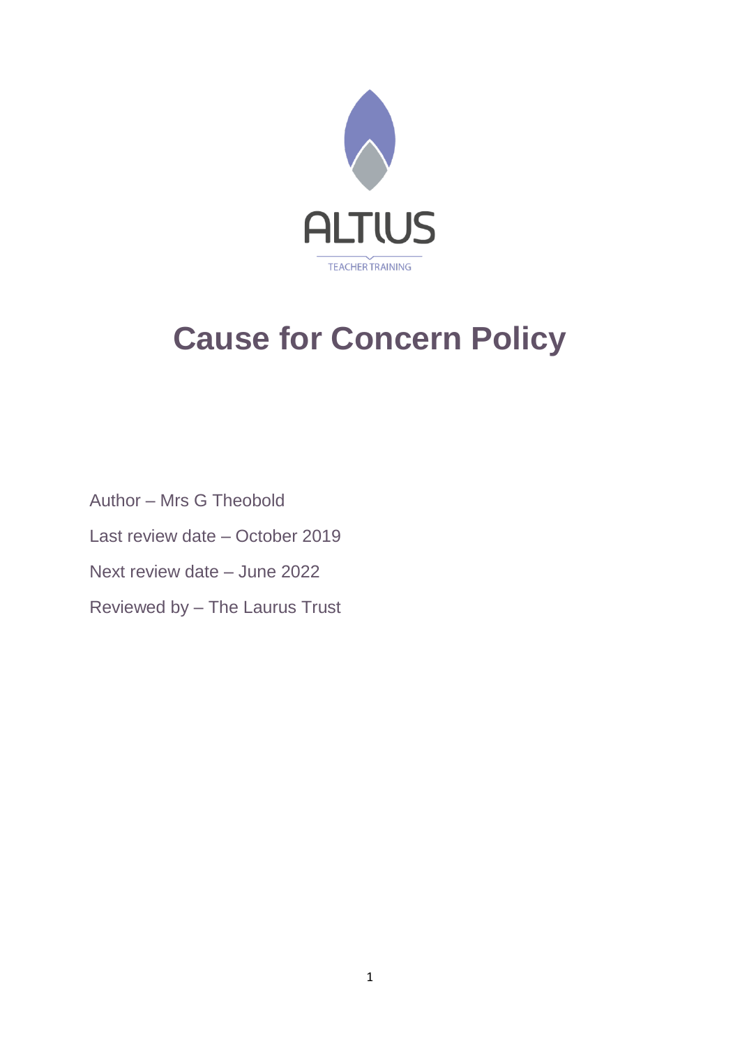ALTIUS

TEACHER TRAINING

# Cause for Concern Policy

Author – Mrs G Theobold

Last review date – October 2019

Next review date – June 2022

Reviewed by – The Laurus Trust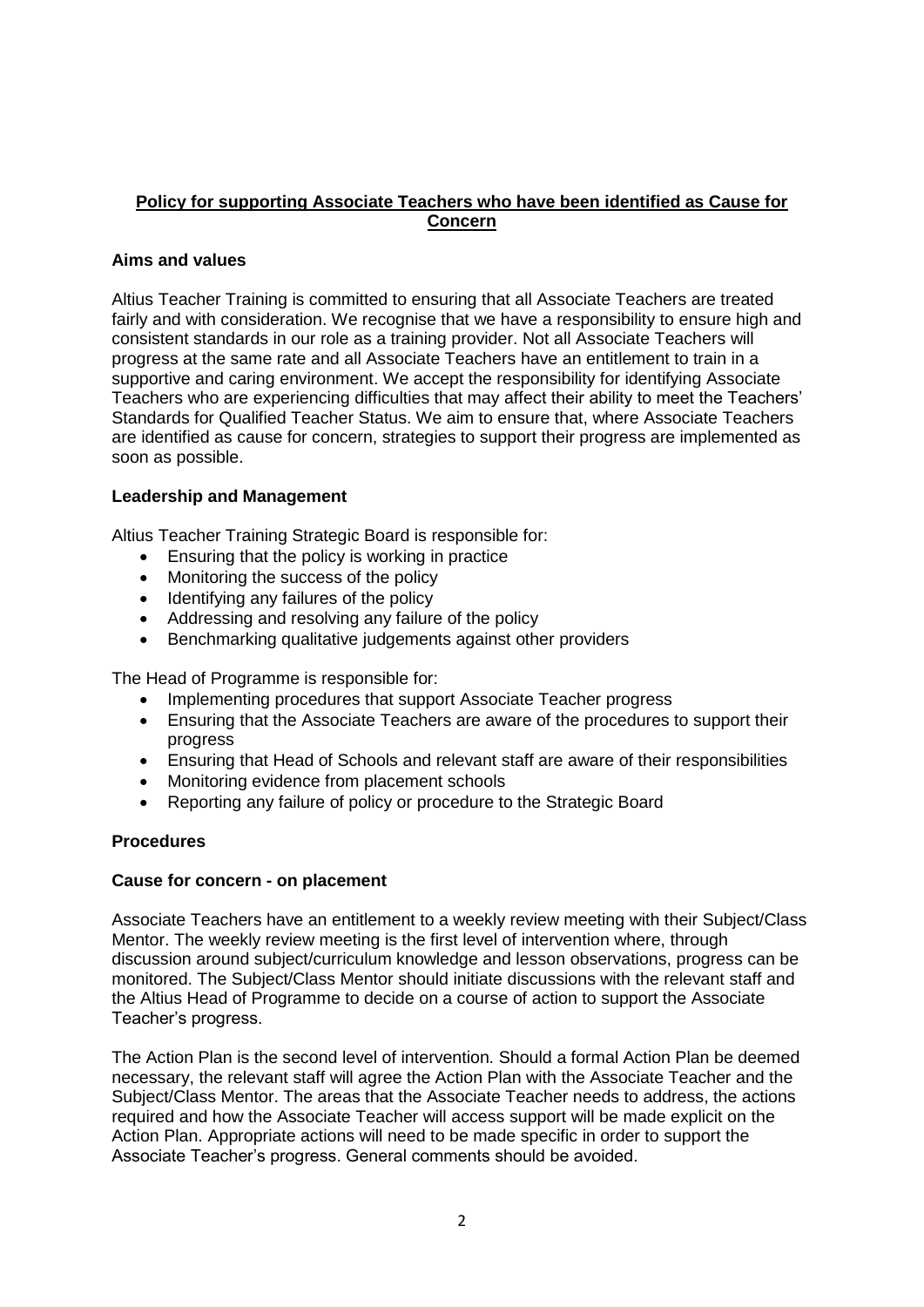# **Policy for supporting Associate Teachers who have been identified as Cause for Concern**

## Aims and values

Altius Teacher Training is committed to ensuring that all Associate Teachers are treated fairly and with consideration. We recognise that we have a responsibility to ensure high and consistent standards in our role as a training provider. Not all Associate Teachers will progress at the same rate and all Associate Teachers have an entitlement to train in a supportive and caring environment. We accept the responsibility for identifying Associate Teachers who are experiencing difficulties that may affect their ability to meet the Teachers' Standards for Qualified Teacher Status. We aim to ensure that, where Associate Teachers are identified as cause for concern, strategies to support their progress are implemented as soon as possible.

## Leadership and Management

Altius Teacher Training Strategic Board is responsible for:

- Ensuring that the policy is working in practice
- Monitoring the success of the policy
- Identifying any failures of the policy
- Addressing and resolving any failure of the policy
- Benchmarking qualitative judgements against other providers

The Head of Programme is responsible for:

- Implementing procedures that support Associate Teacher progress
- Ensuring that the Associate Teachers are aware of the procedures to support their progress
- Ensuring that Head of Schools and relevant staff are aware of their responsibilities
- Monitoring evidence from placement schools
- Reporting any failure of policy or procedure to the Strategic Board

## Procedures

### Cause for concern - on placement

Associate Teachers have an entitlement to a weekly review meeting with their Subject/Class Mentor. The weekly review meeting is the first level of intervention where, through discussion around subject/curriculum knowledge and lesson observations, progress can be monitored. The Subject/Class Mentor should initiate discussions with the relevant staff and the Altius Head of Programme to decide on a course of action to support the Associate Teacher's progress.

The Action Plan is the second level of intervention. Should a formal Action Plan be deemed necessary, the relevant staff will agree the Action Plan with the Associate Teacher and the Subject/Class Mentor. The areas that the Associate Teacher needs to address, the actions required and how the Associate Teacher will access support will be made explicit on the Action Plan. Appropriate actions will need to be made specific in order to support the Associate Teacher's progress. General comments should be avoided.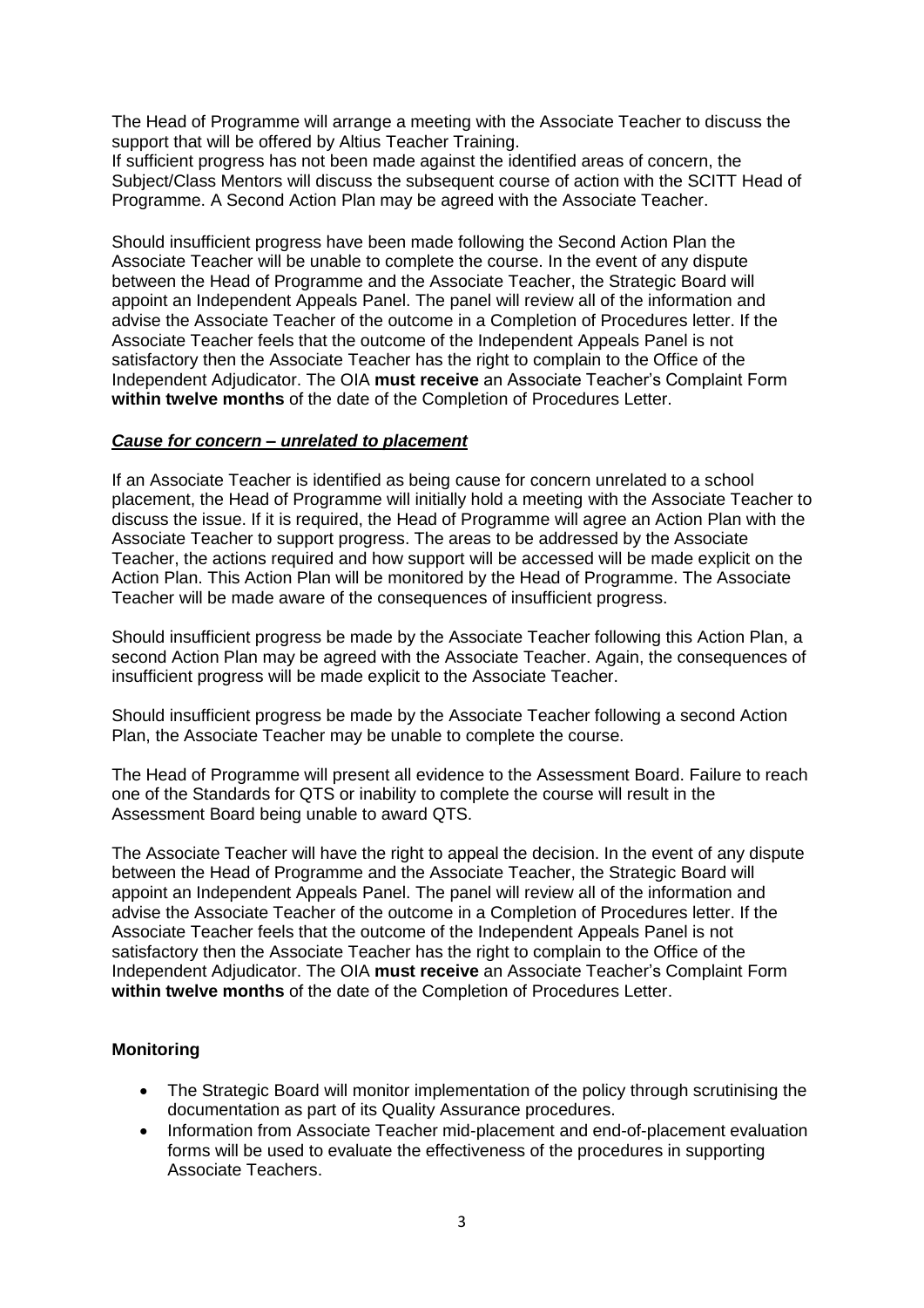The Head of Programme will arrange a meeting with the Associate Teacher to discuss the support that will be offered by Altius Teacher Training.
If sufficient progress has not been made against the identified areas of concern, the Subject/Class Mentors will discuss the subsequent course of action with the SCITT Head of Programme. A Second Action Plan may be agreed with the Associate Teacher.

Should insufficient progress have been made following the Second Action Plan the Associate Teacher will be unable to complete the course. In the event of any dispute between the Head of Programme and the Associate Teacher, the Strategic Board will appoint an Independent Appeals Panel. The panel will review all of the information and advise the Associate Teacher of the outcome in a Completion of Procedures letter. If the Associate Teacher feels that the outcome of the Independent Appeals Panel is not satisfactory then the Associate Teacher has the right to complain to the Office of the Independent Adjudicator. The OIA **must receive** an Associate Teacher's Complaint Form **within twelve months** of the date of the Completion of Procedures Letter.

***Cause for concern – unrelated to placement***

If an Associate Teacher is identified as being cause for concern unrelated to a school placement, the Head of Programme will initially hold a meeting with the Associate Teacher to discuss the issue. If it is required, the Head of Programme will agree an Action Plan with the Associate Teacher to support progress. The areas to be addressed by the Associate Teacher, the actions required and how support will be accessed will be made explicit on the Action Plan. This Action Plan will be monitored by the Head of Programme. The Associate Teacher will be made aware of the consequences of insufficient progress.

Should insufficient progress be made by the Associate Teacher following this Action Plan, a second Action Plan may be agreed with the Associate Teacher. Again, the consequences of insufficient progress will be made explicit to the Associate Teacher.

Should insufficient progress be made by the Associate Teacher following a second Action Plan, the Associate Teacher may be unable to complete the course.

The Head of Programme will present all evidence to the Assessment Board. Failure to reach one of the Standards for QTS or inability to complete the course will result in the Assessment Board being unable to award QTS.

The Associate Teacher will have the right to appeal the decision. In the event of any dispute between the Head of Programme and the Associate Teacher, the Strategic Board will appoint an Independent Appeals Panel. The panel will review all of the information and advise the Associate Teacher of the outcome in a Completion of Procedures letter. If the Associate Teacher feels that the outcome of the Independent Appeals Panel is not satisfactory then the Associate Teacher has the right to complain to the Office of the Independent Adjudicator. The OIA **must receive** an Associate Teacher's Complaint Form **within twelve months** of the date of the Completion of Procedures Letter.

**Monitoring**

- The Strategic Board will monitor implementation of the policy through scrutinising the documentation as part of its Quality Assurance procedures.
- Information from Associate Teacher mid-placement and end-of-placement evaluation forms will be used to evaluate the effectiveness of the procedures in supporting Associate Teachers.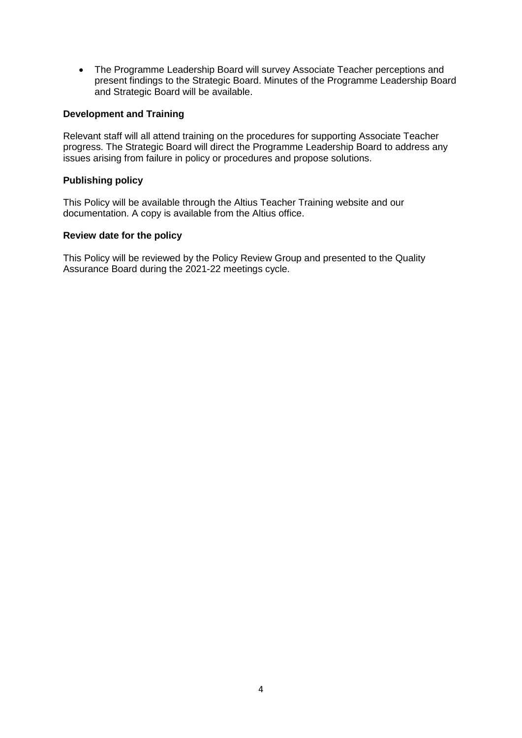- The Programme Leadership Board will survey Associate Teacher perceptions and present findings to the Strategic Board. Minutes of the Programme Leadership Board and Strategic Board will be available.

**Development and Training**

Relevant staff will all attend training on the procedures for supporting Associate Teacher progress. The Strategic Board will direct the Programme Leadership Board to address any issues arising from failure in policy or procedures and propose solutions.

**Publishing policy**

This Policy will be available through the Altius Teacher Training website and our documentation. A copy is available from the Altius office.

**Review date for the policy**

This Policy will be reviewed by the Policy Review Group and presented to the Quality Assurance Board during the 2021-22 meetings cycle.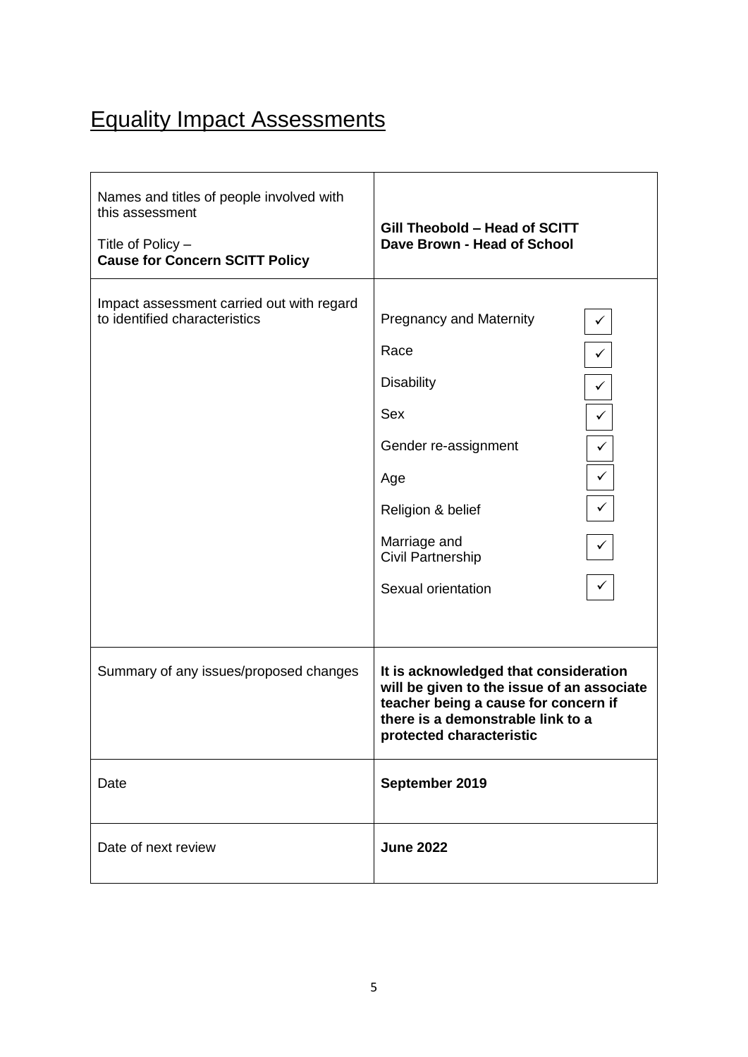# Equality Impact Assessments

| | |
|---|---|
| Names and titles of people involved with this assessment<br><br>Title of Policy –<br>**Cause for Concern SCITT Policy** | **Gill Theobold – Head of SCITT**<br>**Dave Brown - Head of School** |
| Impact assessment carried out with regard to identified characteristics | Pregnancy and Maternity ✓<br>Race ✓<br>Disability ✓<br>Sex ✓<br>Gender re-assignment ✓<br>Age ✓<br>Religion & belief ✓<br>Marriage and Civil Partnership ✓<br>Sexual orientation ✓ |
| Summary of any issues/proposed changes | **It is acknowledged that consideration will be given to the issue of an associate teacher being a cause for concern if there is a demonstrable link to a protected characteristic** |
| Date | **September 2019** |
| Date of next review | **June 2022** |